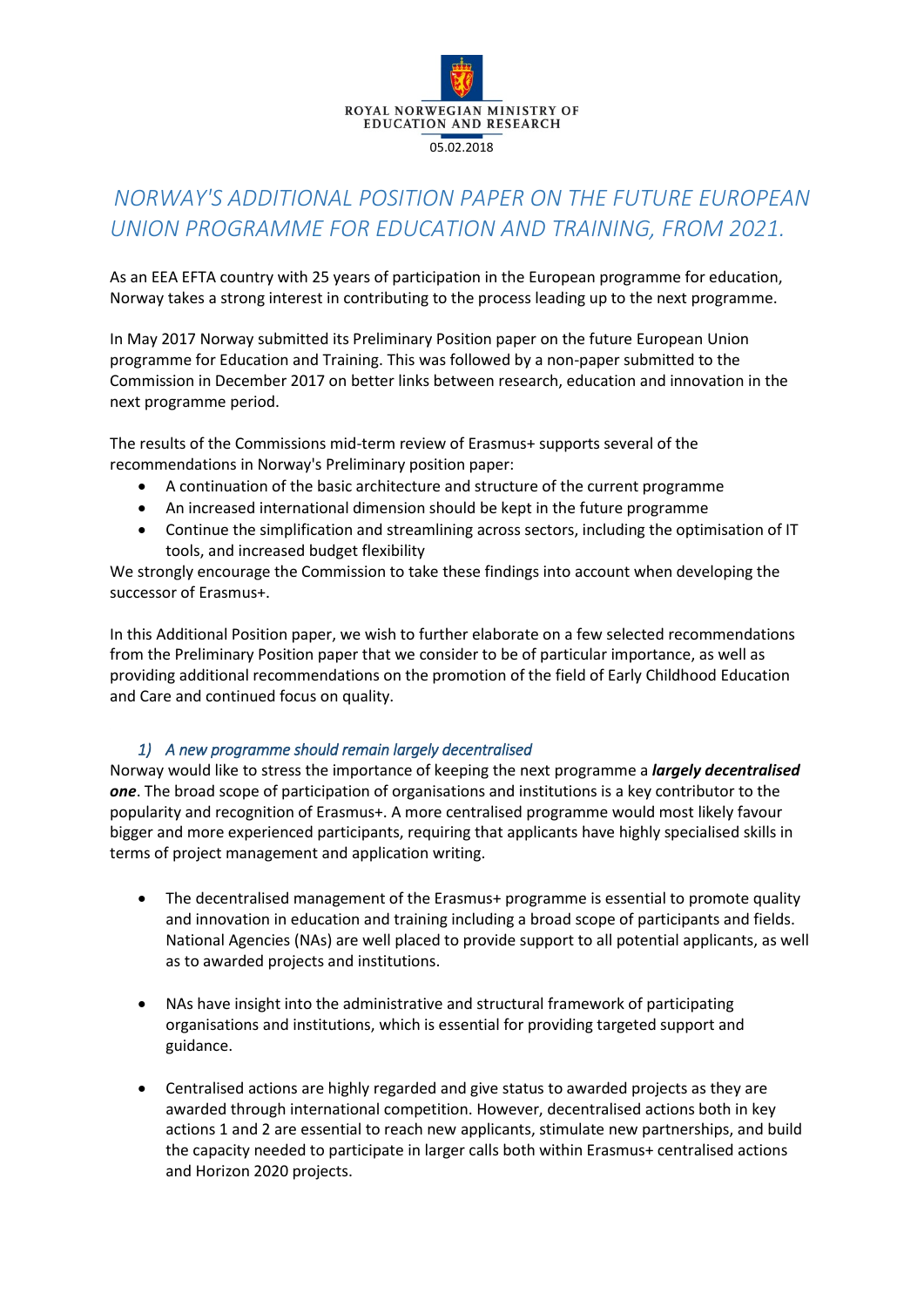ROYAL NORWEGIAN MINISTRY OF EDUCATION AND RESEARCH

05.02.2018

# NORWAY'S ADDITIONAL POSITION PAPER ON THE FUTURE EUROPEAN UNION PROGRAMME FOR EDUCATION AND TRAINING, FROM 2021.

As an EEA EFTA country with 25 years of participation in the European programme for education, Norway takes a strong interest in contributing to the process leading up to the next programme.

In May 2017 Norway submitted its Preliminary Position paper on the future European Union programme for Education and Training. This was followed by a non-paper submitted to the Commission in December 2017 on better links between research, education and innovation in the next programme period.

The results of the Commissions mid-term review of Erasmus+ supports several of the recommendations in Norway's Preliminary position paper:

- A continuation of the basic architecture and structure of the current programme
- An increased international dimension should be kept in the future programme
- Continue the simplification and streamlining across sectors, including the optimisation of IT tools, and increased budget flexibility

We strongly encourage the Commission to take these findings into account when developing the successor of Erasmus+.

In this Additional Position paper, we wish to further elaborate on a few selected recommendations from the Preliminary Position paper that we consider to be of particular importance, as well as providing additional recommendations on the promotion of the field of Early Childhood Education and Care and continued focus on quality.

### *1) A new programme should remain largely decentralised*

Norway would like to stress the importance of keeping the next programme a ***largely decentralised one***. The broad scope of participation of organisations and institutions is a key contributor to the popularity and recognition of Erasmus+. A more centralised programme would most likely favour bigger and more experienced participants, requiring that applicants have highly specialised skills in terms of project management and application writing.

- The decentralised management of the Erasmus+ programme is essential to promote quality and innovation in education and training including a broad scope of participants and fields. National Agencies (NAs) are well placed to provide support to all potential applicants, as well as to awarded projects and institutions.

- NAs have insight into the administrative and structural framework of participating organisations and institutions, which is essential for providing targeted support and guidance.

- Centralised actions are highly regarded and give status to awarded projects as they are awarded through international competition. However, decentralised actions both in key actions 1 and 2 are essential to reach new applicants, stimulate new partnerships, and build the capacity needed to participate in larger calls both within Erasmus+ centralised actions and Horizon 2020 projects.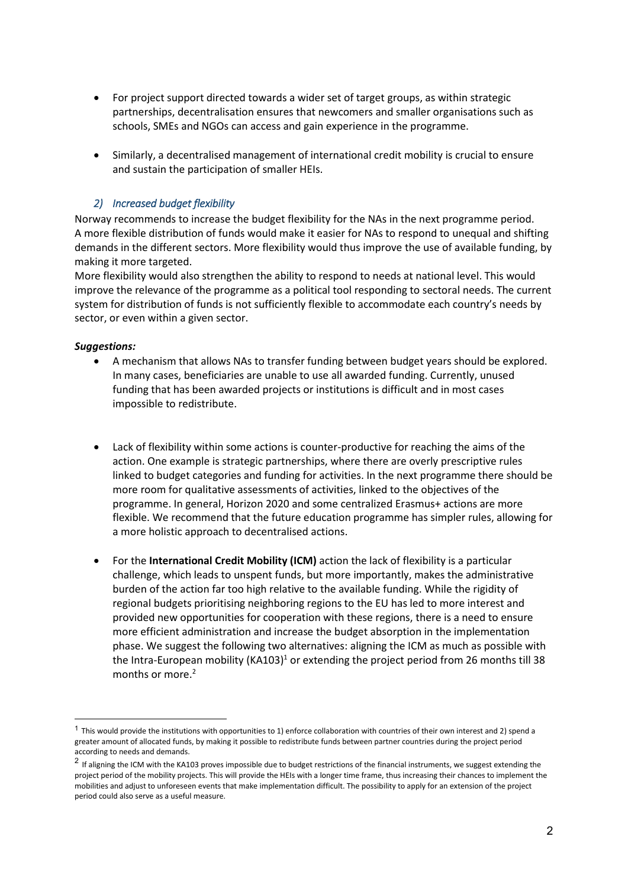- For project support directed towards a wider set of target groups, as within strategic partnerships, decentralisation ensures that newcomers and smaller organisations such as schools, SMEs and NGOs can access and gain experience in the programme.

- Similarly, a decentralised management of international credit mobility is crucial to ensure and sustain the participation of smaller HEIs.

### *2) Increased budget flexibility*

Norway recommends to increase the budget flexibility for the NAs in the next programme period. A more flexible distribution of funds would make it easier for NAs to respond to unequal and shifting demands in the different sectors. More flexibility would thus improve the use of available funding, by making it more targeted.

More flexibility would also strengthen the ability to respond to needs at national level. This would improve the relevance of the programme as a political tool responding to sectoral needs. The current system for distribution of funds is not sufficiently flexible to accommodate each country's needs by sector, or even within a given sector.

***Suggestions:***

- A mechanism that allows NAs to transfer funding between budget years should be explored. In many cases, beneficiaries are unable to use all awarded funding. Currently, unused funding that has been awarded projects or institutions is difficult and in most cases impossible to redistribute.

- Lack of flexibility within some actions is counter-productive for reaching the aims of the action. One example is strategic partnerships, where there are overly prescriptive rules linked to budget categories and funding for activities. In the next programme there should be more room for qualitative assessments of activities, linked to the objectives of the programme. In general, Horizon 2020 and some centralized Erasmus+ actions are more flexible. We recommend that the future education programme has simpler rules, allowing for a more holistic approach to decentralised actions.

- For the **International Credit Mobility (ICM)** action the lack of flexibility is a particular challenge, which leads to unspent funds, but more importantly, makes the administrative burden of the action far too high relative to the available funding. While the rigidity of regional budgets prioritising neighboring regions to the EU has led to more interest and provided new opportunities for cooperation with these regions, there is a need to ensure more efficient administration and increase the budget absorption in the implementation phase. We suggest the following two alternatives: aligning the ICM as much as possible with the Intra-European mobility (KA103)[1] or extending the project period from 26 months till 38 months or more.[2]

---

[1] This would provide the institutions with opportunities to 1) enforce collaboration with countries of their own interest and 2) spend a greater amount of allocated funds, by making it possible to redistribute funds between partner countries during the project period according to needs and demands.

[2] If aligning the ICM with the KA103 proves impossible due to budget restrictions of the financial instruments, we suggest extending the project period of the mobility projects. This will provide the HEIs with a longer time frame, thus increasing their chances to implement the mobilities and adjust to unforeseen events that make implementation difficult. The possibility to apply for an extension of the project period could also serve as a useful measure.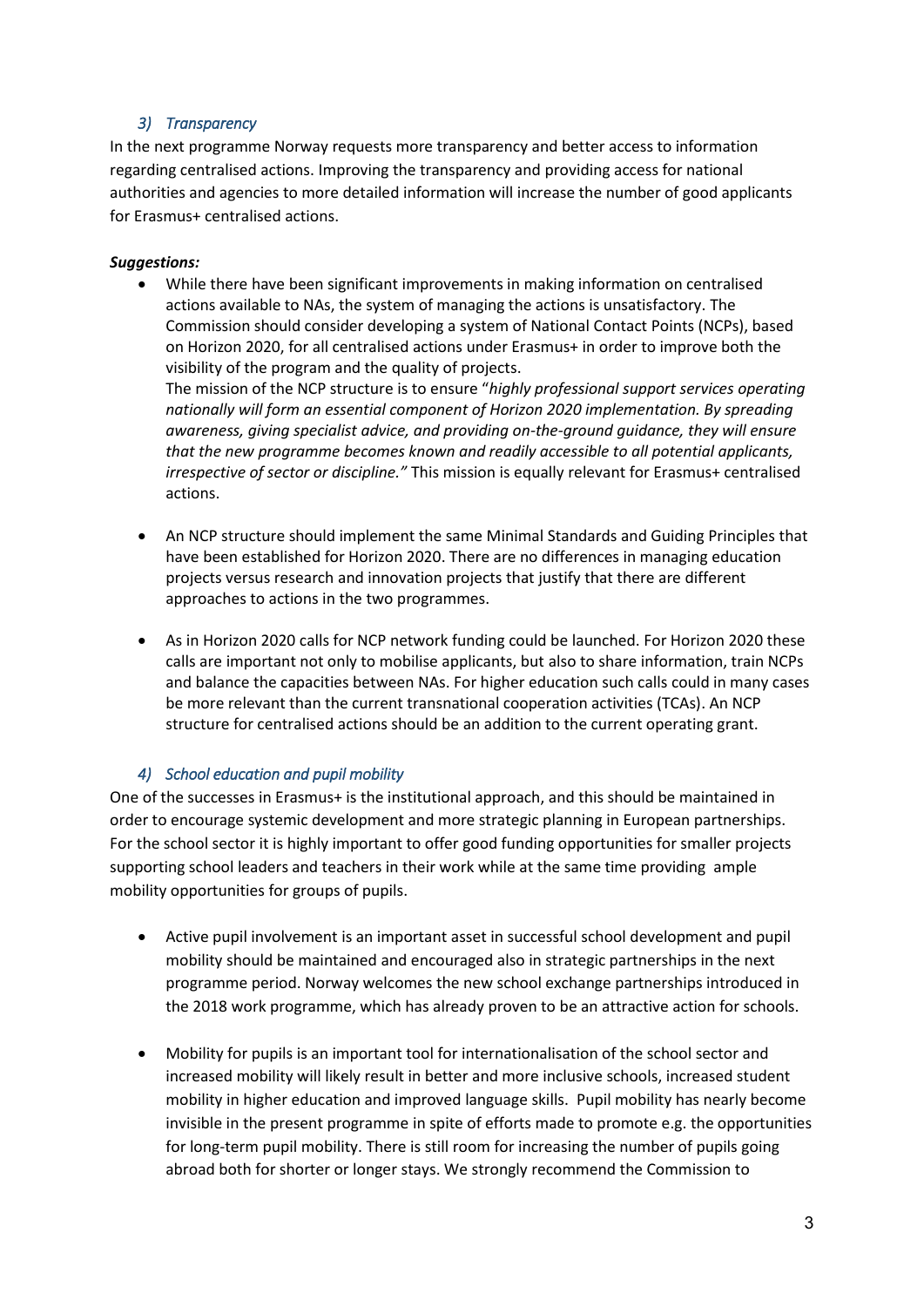### 3) *Transparency*

In the next programme Norway requests more transparency and better access to information regarding centralised actions. Improving the transparency and providing access for national authorities and agencies to more detailed information will increase the number of good applicants for Erasmus+ centralised actions.

***Suggestions:***

- While there have been significant improvements in making information on centralised actions available to NAs, the system of managing the actions is unsatisfactory. The Commission should consider developing a system of National Contact Points (NCPs), based on Horizon 2020, for all centralised actions under Erasmus+ in order to improve both the visibility of the program and the quality of projects.
  The mission of the NCP structure is to ensure "*highly professional support services operating nationally will form an essential component of Horizon 2020 implementation. By spreading awareness, giving specialist advice, and providing on-the-ground guidance, they will ensure that the new programme becomes known and readily accessible to all potential applicants, irrespective of sector or discipline.*" This mission is equally relevant for Erasmus+ centralised actions.

- An NCP structure should implement the same Minimal Standards and Guiding Principles that have been established for Horizon 2020. There are no differences in managing education projects versus research and innovation projects that justify that there are different approaches to actions in the two programmes.

- As in Horizon 2020 calls for NCP network funding could be launched. For Horizon 2020 these calls are important not only to mobilise applicants, but also to share information, train NCPs and balance the capacities between NAs. For higher education such calls could in many cases be more relevant than the current transnational cooperation activities (TCAs). An NCP structure for centralised actions should be an addition to the current operating grant.

### 4) *School education and pupil mobility*

One of the successes in Erasmus+ is the institutional approach, and this should be maintained in order to encourage systemic development and more strategic planning in European partnerships. For the school sector it is highly important to offer good funding opportunities for smaller projects supporting school leaders and teachers in their work while at the same time providing ample mobility opportunities for groups of pupils.

- Active pupil involvement is an important asset in successful school development and pupil mobility should be maintained and encouraged also in strategic partnerships in the next programme period. Norway welcomes the new school exchange partnerships introduced in the 2018 work programme, which has already proven to be an attractive action for schools.

- Mobility for pupils is an important tool for internationalisation of the school sector and increased mobility will likely result in better and more inclusive schools, increased student mobility in higher education and improved language skills. Pupil mobility has nearly become invisible in the present programme in spite of efforts made to promote e.g. the opportunities for long-term pupil mobility. There is still room for increasing the number of pupils going abroad both for shorter or longer stays. We strongly recommend the Commission to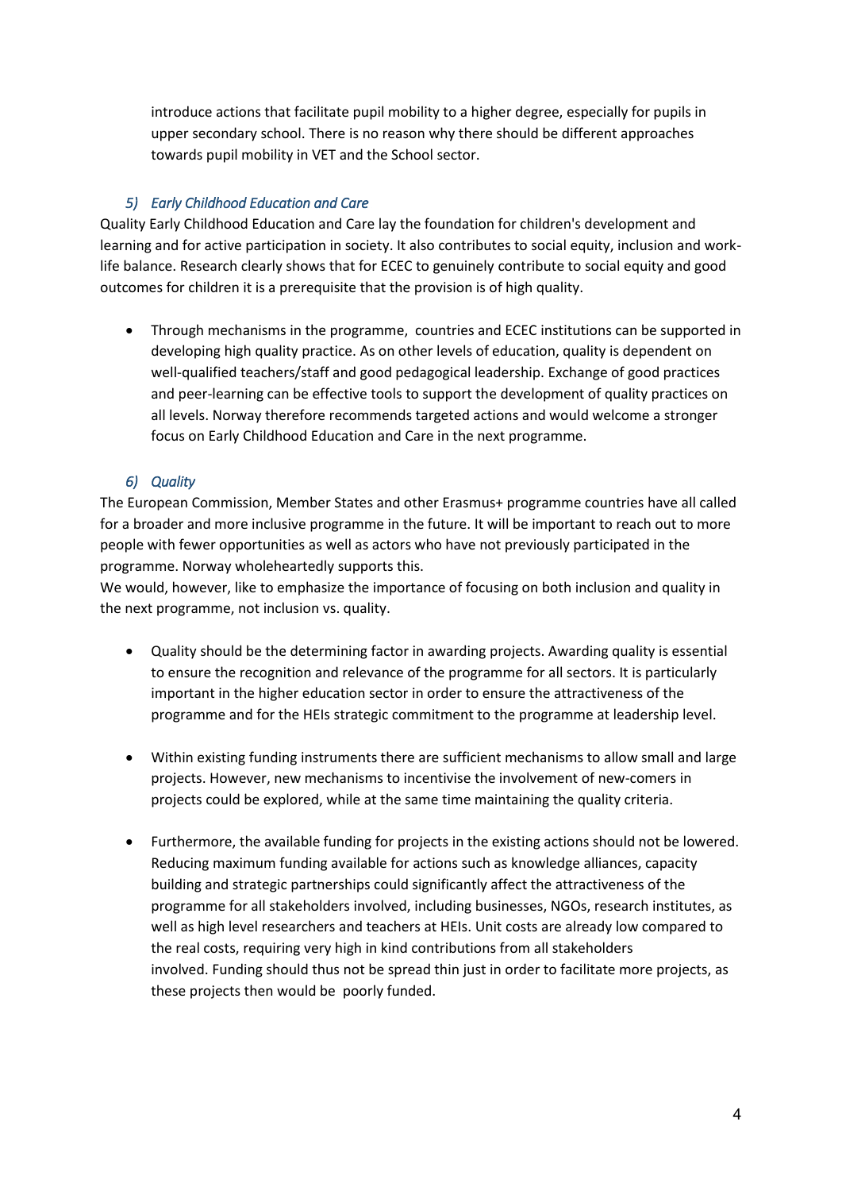introduce actions that facilitate pupil mobility to a higher degree, especially for pupils in upper secondary school. There is no reason why there should be different approaches towards pupil mobility in VET and the School sector.

### *5) Early Childhood Education and Care*

Quality Early Childhood Education and Care lay the foundation for children's development and learning and for active participation in society. It also contributes to social equity, inclusion and work-life balance. Research clearly shows that for ECEC to genuinely contribute to social equity and good outcomes for children it is a prerequisite that the provision is of high quality.

- Through mechanisms in the programme, countries and ECEC institutions can be supported in developing high quality practice. As on other levels of education, quality is dependent on well-qualified teachers/staff and good pedagogical leadership. Exchange of good practices and peer-learning can be effective tools to support the development of quality practices on all levels. Norway therefore recommends targeted actions and would welcome a stronger focus on Early Childhood Education and Care in the next programme.

### *6) Quality*

The European Commission, Member States and other Erasmus+ programme countries have all called for a broader and more inclusive programme in the future. It will be important to reach out to more people with fewer opportunities as well as actors who have not previously participated in the programme. Norway wholeheartedly supports this.
We would, however, like to emphasize the importance of focusing on both inclusion and quality in the next programme, not inclusion vs. quality.

- Quality should be the determining factor in awarding projects. Awarding quality is essential to ensure the recognition and relevance of the programme for all sectors. It is particularly important in the higher education sector in order to ensure the attractiveness of the programme and for the HEIs strategic commitment to the programme at leadership level.

- Within existing funding instruments there are sufficient mechanisms to allow small and large projects. However, new mechanisms to incentivise the involvement of new-comers in projects could be explored, while at the same time maintaining the quality criteria.

- Furthermore, the available funding for projects in the existing actions should not be lowered. Reducing maximum funding available for actions such as knowledge alliances, capacity building and strategic partnerships could significantly affect the attractiveness of the programme for all stakeholders involved, including businesses, NGOs, research institutes, as well as high level researchers and teachers at HEIs. Unit costs are already low compared to the real costs, requiring very high in kind contributions from all stakeholders involved. Funding should thus not be spread thin just in order to facilitate more projects, as these projects then would be poorly funded.